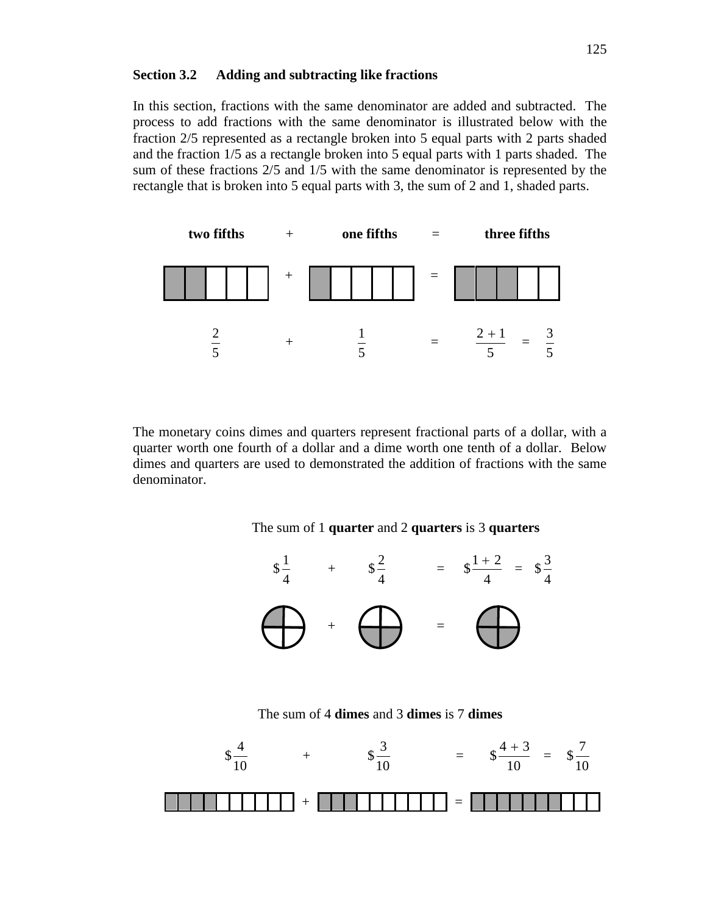## Section 3.2 Adding and subtracting like fractions

In this section, fractions with the same denominator are added and subtracted. The process to add fractions with the same denominator is illustrated below with the fraction 2/5 represented as a rectangle broken into 5 equal parts with 2 parts shaded and the fraction 1/5 as a rectangle broken into 5 equal parts with 1 parts shaded. The sum of these fractions 2/5 and 1/5 with the same denominator is represented by the rectangle that is broken into 5 equal parts with 3, the sum of 2 and 1, shaded parts.

**two fifths** + **one fifths** = **three fifths**

$$\frac{2}{5} + \frac{1}{5} = \frac{2+1}{5} = \frac{3}{5}$$

The monetary coins dimes and quarters represent fractional parts of a dollar, with a quarter worth one fourth of a dollar and a dime worth one tenth of a dollar. Below dimes and quarters are used to demonstrated the addition of fractions with the same denominator.

The sum of 1 **quarter** and 2 **quarters** is 3 **quarters**

$$\$\frac{1}{4} + \$\frac{2}{4} = \$\frac{1+2}{4} = \$\frac{3}{4}$$

The sum of 4 **dimes** and 3 **dimes** is 7 **dimes**

$$\$\frac{4}{10} + \$\frac{3}{10} = \$\frac{4+3}{10} = \$\frac{7}{10}$$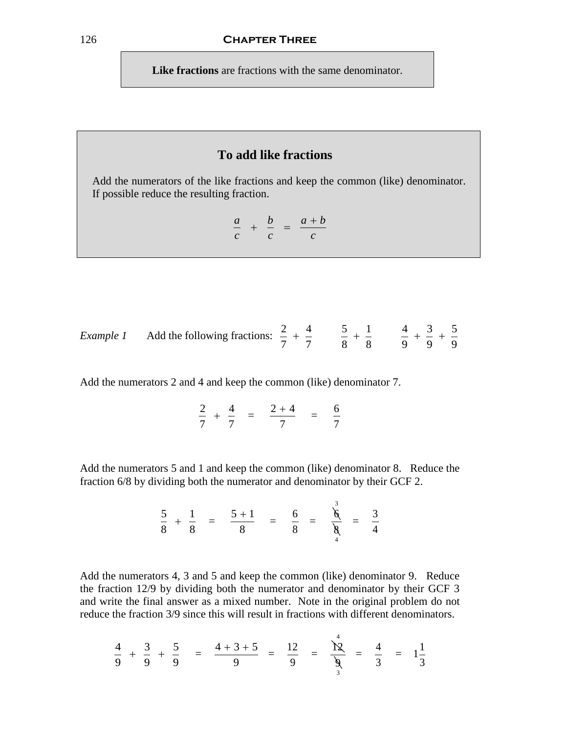**Like fractions** are fractions with the same denominator.

### To add like fractions

Add the numerators of the like fractions and keep the common (like) denominator. If possible reduce the resulting fraction.

$$\frac{a}{c} + \frac{b}{c} = \frac{a+b}{c}$$

*Example 1* Add the following fractions: $\frac{2}{7} + \frac{4}{7}$ $\quad \frac{5}{8} + \frac{1}{8}$ $\quad \frac{4}{9} + \frac{3}{9} + \frac{5}{9}$

Add the numerators 2 and 4 and keep the common (like) denominator 7.

$$\frac{2}{7} + \frac{4}{7} = \frac{2+4}{7} = \frac{6}{7}$$

Add the numerators 5 and 1 and keep the common (like) denominator 8. Reduce the fraction 6/8 by dividing both the numerator and denominator by their GCF 2.

$$\frac{5}{8} + \frac{1}{8} = \frac{5+1}{8} = \frac{6}{8} = \frac{\overset{3}{\cancel{6}}}{\underset{4}{\cancel{8}}} = \frac{3}{4}$$

Add the numerators 4, 3 and 5 and keep the common (like) denominator 9. Reduce the fraction 12/9 by dividing both the numerator and denominator by their GCF 3 and write the final answer as a mixed number. Note in the original problem do not reduce the fraction 3/9 since this will result in fractions with different denominators.

$$\frac{4}{9} + \frac{3}{9} + \frac{5}{9} = \frac{4+3+5}{9} = \frac{12}{9} = \frac{\overset{4}{\cancel{12}}}{\underset{3}{\cancel{9}}} = \frac{4}{3} = 1\frac{1}{3}$$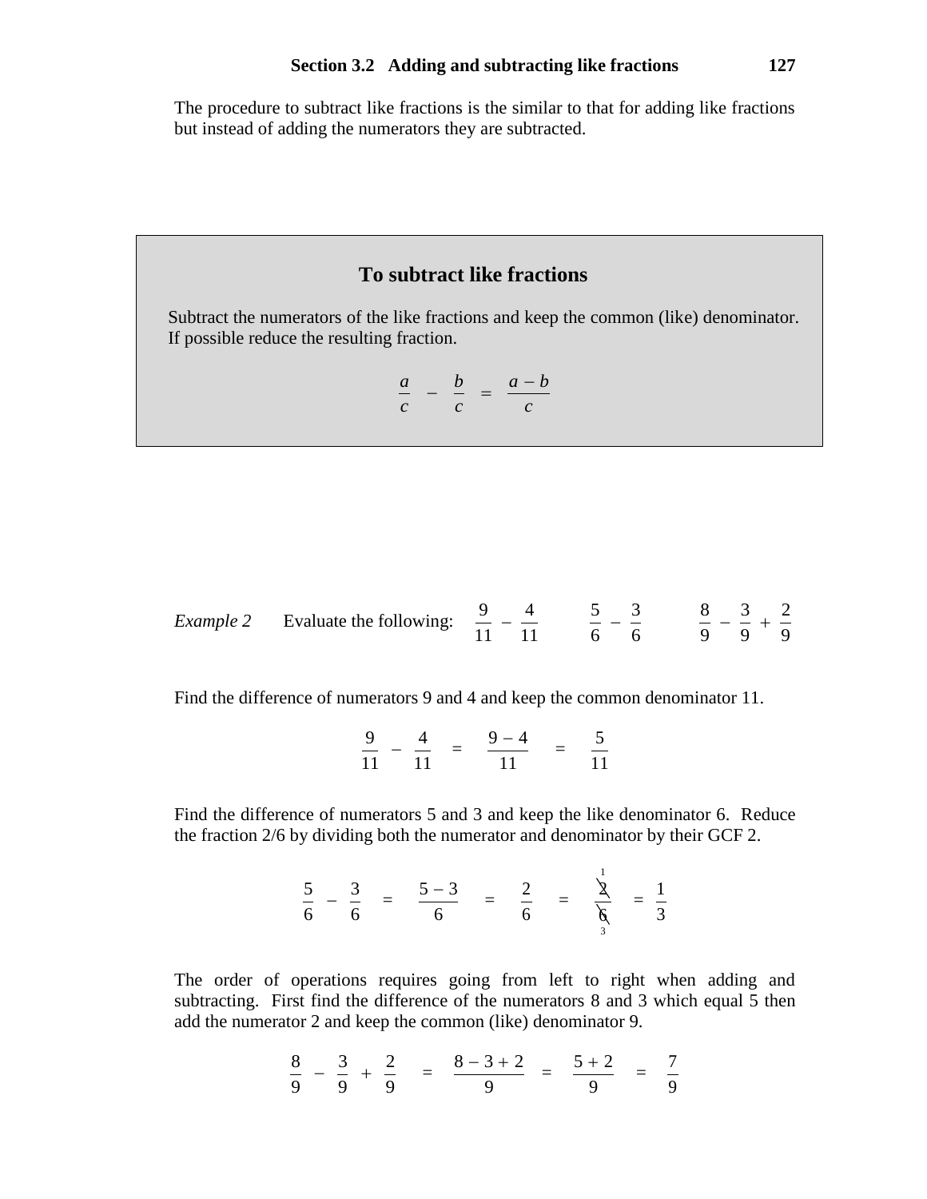The procedure to subtract like fractions is the similar to that for adding like fractions but instead of adding the numerators they are subtracted.

### To subtract like fractions

Subtract the numerators of the like fractions and keep the common (like) denominator. If possible reduce the resulting fraction.

$$\frac{a}{c} - \frac{b}{c} = \frac{a-b}{c}$$

*Example 2* Evaluate the following: $\frac{9}{11} - \frac{4}{11}$ $\frac{5}{6} - \frac{3}{6}$ $\frac{8}{9} - \frac{3}{9} + \frac{2}{9}$

Find the difference of numerators 9 and 4 and keep the common denominator 11.

$$\frac{9}{11} - \frac{4}{11} = \frac{9-4}{11} = \frac{5}{11}$$

Find the difference of numerators 5 and 3 and keep the like denominator 6. Reduce the fraction 2/6 by dividing both the numerator and denominator by their GCF 2.

$$\frac{5}{6} - \frac{3}{6} = \frac{5-3}{6} = \frac{2}{6} = \frac{\overset{1}{\cancel{2}}}{\underset{3}{\cancel{6}}} = \frac{1}{3}$$

The order of operations requires going from left to right when adding and subtracting. First find the difference of the numerators 8 and 3 which equal 5 then add the numerator 2 and keep the common (like) denominator 9.

$$\frac{8}{9} - \frac{3}{9} + \frac{2}{9} = \frac{8-3+2}{9} = \frac{5+2}{9} = \frac{7}{9}$$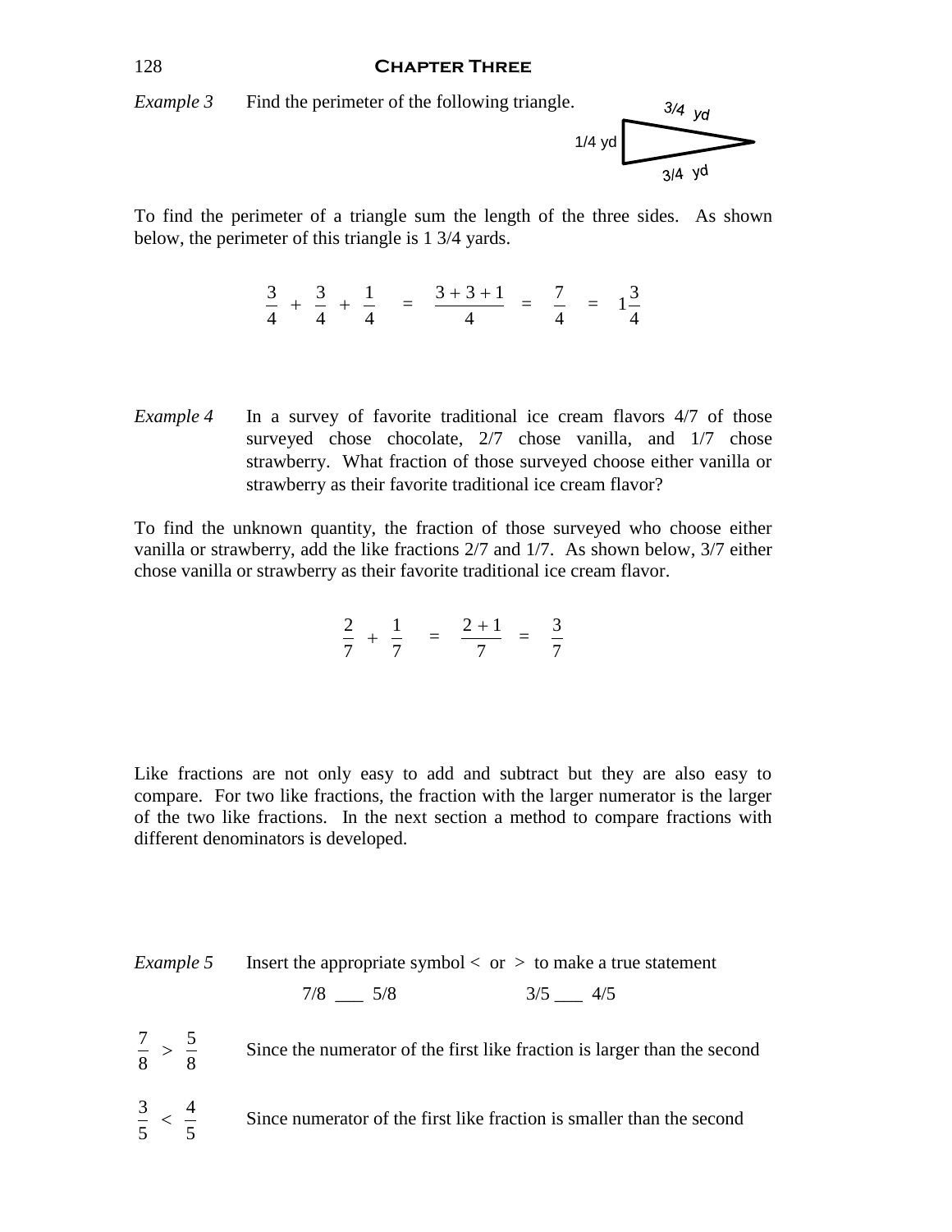*Example 3* Find the perimeter of the following triangle.

To find the perimeter of a triangle sum the length of the three sides. As shown below, the perimeter of this triangle is 1 3/4 yards.

$$\frac{3}{4} + \frac{3}{4} + \frac{1}{4} = \frac{3+3+1}{4} = \frac{7}{4} = 1\frac{3}{4}$$

*Example 4* In a survey of favorite traditional ice cream flavors 4/7 of those surveyed chose chocolate, 2/7 chose vanilla, and 1/7 chose strawberry. What fraction of those surveyed choose either vanilla or strawberry as their favorite traditional ice cream flavor?

To find the unknown quantity, the fraction of those surveyed who choose either vanilla or strawberry, add the like fractions 2/7 and 1/7. As shown below, 3/7 either chose vanilla or strawberry as their favorite traditional ice cream flavor.

$$\frac{2}{7} + \frac{1}{7} = \frac{2+1}{7} = \frac{3}{7}$$

Like fractions are not only easy to add and subtract but they are also easy to compare. For two like fractions, the fraction with the larger numerator is the larger of the two like fractions. In the next section a method to compare fractions with different denominators is developed.

*Example 5* Insert the appropriate symbol < or > to make a true statement

7/8 ___ 5/8 3/5 ___ 4/5

$\frac{7}{8} > \frac{5}{8}$ Since the numerator of the first like fraction is larger than the second

$\frac{3}{5} < \frac{4}{5}$ Since numerator of the first like fraction is smaller than the second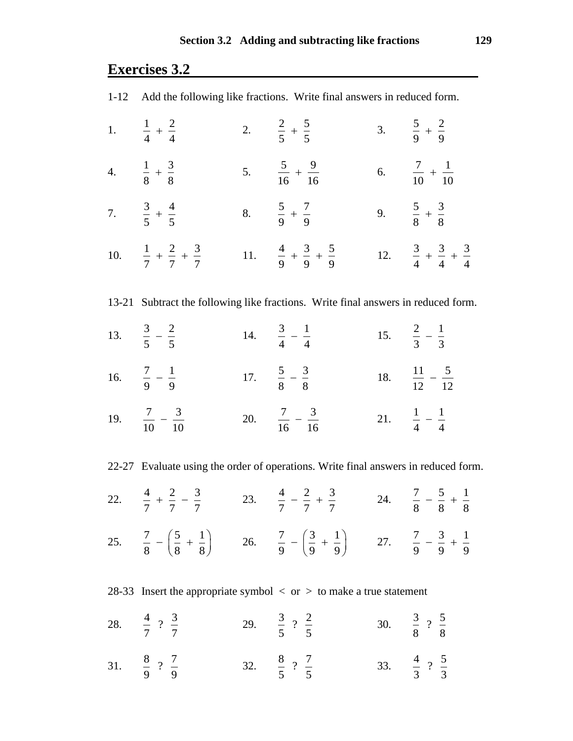## Exercises 3.2

1-12 Add the following like fractions. Write final answers in reduced form.

1. $\frac{1}{4} + \frac{2}{4}$
2. $\frac{2}{5} + \frac{5}{5}$
3. $\frac{5}{9} + \frac{2}{9}$
4. $\frac{1}{8} + \frac{3}{8}$
5. $\frac{5}{16} + \frac{9}{16}$
6. $\frac{7}{10} + \frac{1}{10}$
7. $\frac{3}{5} + \frac{4}{5}$
8. $\frac{5}{9} + \frac{7}{9}$
9. $\frac{5}{8} + \frac{3}{8}$
10. $\frac{1}{7} + \frac{2}{7} + \frac{3}{7}$
11. $\frac{4}{9} + \frac{3}{9} + \frac{5}{9}$
12. $\frac{3}{4} + \frac{3}{4} + \frac{3}{4}$

13-21 Subtract the following like fractions. Write final answers in reduced form.

13. $\frac{3}{5} - \frac{2}{5}$
14. $\frac{3}{4} - \frac{1}{4}$
15. $\frac{2}{3} - \frac{1}{3}$
16. $\frac{7}{9} - \frac{1}{9}$
17. $\frac{5}{8} - \frac{3}{8}$
18. $\frac{11}{12} - \frac{5}{12}$
19. $\frac{7}{10} - \frac{3}{10}$
20. $\frac{7}{16} - \frac{3}{16}$
21. $\frac{1}{4} - \frac{1}{4}$

22-27 Evaluate using the order of operations. Write final answers in reduced form.

22. $\frac{4}{7} + \frac{2}{7} - \frac{3}{7}$
23. $\frac{4}{7} - \frac{2}{7} + \frac{3}{7}$
24. $\frac{7}{8} - \frac{5}{8} + \frac{1}{8}$
25. $\frac{7}{8} - \left(\frac{5}{8} + \frac{1}{8}\right)$
26. $\frac{7}{9} - \left(\frac{3}{9} + \frac{1}{9}\right)$
27. $\frac{7}{9} - \frac{3}{9} + \frac{1}{9}$

28-33 Insert the appropriate symbol $<$ or $>$ to make a true statement

28. $\frac{4}{7}$ ? $\frac{3}{7}$
29. $\frac{3}{5}$ ? $\frac{2}{5}$
30. $\frac{3}{8}$ ? $\frac{5}{8}$
31. $\frac{8}{9}$ ? $\frac{7}{9}$
32. $\frac{8}{5}$ ? $\frac{7}{5}$
33. $\frac{4}{3}$ ? $\frac{5}{3}$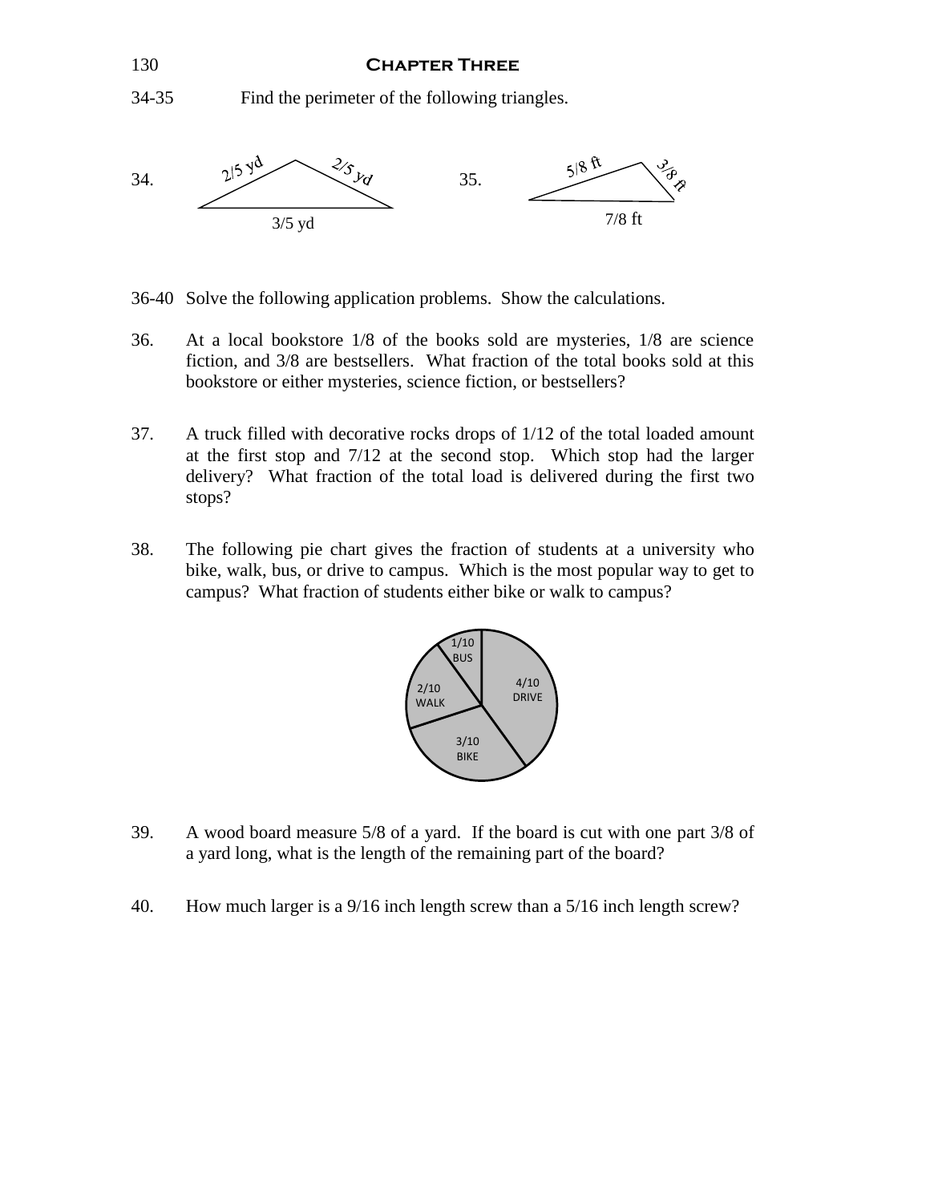34-35 Find the perimeter of the following triangles.

34.

2/5 yd
2/5 yd
3/5 yd

35.

5/8 ft
3/8 ft
7/8 ft

36-40 Solve the following application problems. Show the calculations.

36. At a local bookstore 1/8 of the books sold are mysteries, 1/8 are science fiction, and 3/8 are bestsellers. What fraction of the total books sold at this bookstore or either mysteries, science fiction, or bestsellers?

37. A truck filled with decorative rocks drops of 1/12 of the total loaded amount at the first stop and 7/12 at the second stop. Which stop had the larger delivery? What fraction of the total load is delivered during the first two stops?

38. The following pie chart gives the fraction of students at a university who bike, walk, bus, or drive to campus. Which is the most popular way to get to campus? What fraction of students either bike or walk to campus?

1/10
BUS

4/10
DRIVE

2/10
WALK

3/10
BIKE

39. A wood board measure 5/8 of a yard. If the board is cut with one part 3/8 of a yard long, what is the length of the remaining part of the board?

40. How much larger is a 9/16 inch length screw than a 5/16 inch length screw?